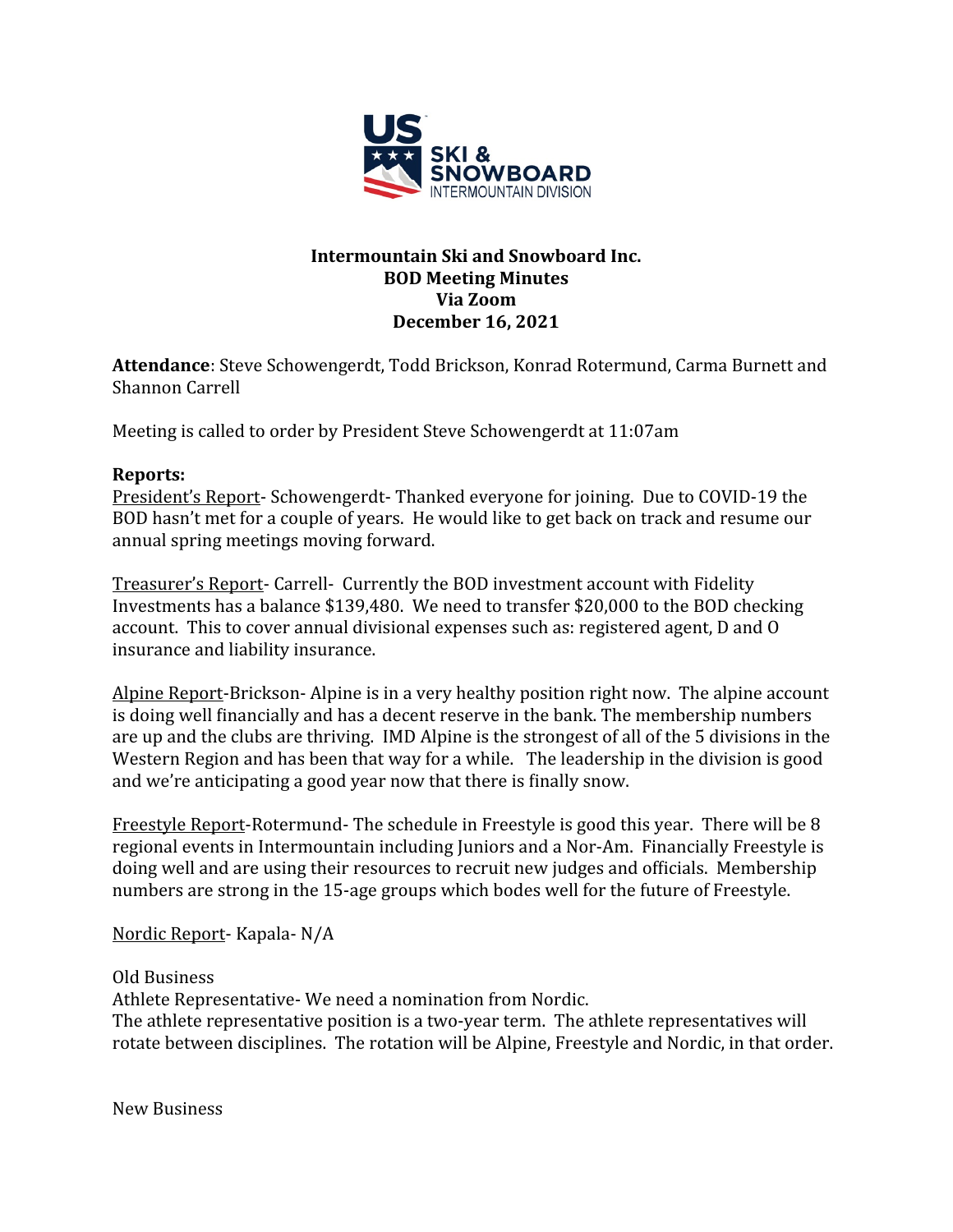**Intermountain Ski and Snowboard Inc.**
**BOD Meeting Minutes**
**Via Zoom**
**December 16, 2021**

**Attendance**: Steve Schowengerdt, Todd Brickson, Konrad Rotermund, Carma Burnett and Shannon Carrell

Meeting is called to order by President Steve Schowengerdt at 11:07am

**Reports:**

President's Report- Schowengerdt- Thanked everyone for joining. Due to COVID-19 the BOD hasn't met for a couple of years. He would like to get back on track and resume our annual spring meetings moving forward.

Treasurer's Report- Carrell- Currently the BOD investment account with Fidelity Investments has a balance $139,480. We need to transfer $20,000 to the BOD checking account. This to cover annual divisional expenses such as: registered agent, D and O insurance and liability insurance.

Alpine Report-Brickson- Alpine is in a very healthy position right now. The alpine account is doing well financially and has a decent reserve in the bank. The membership numbers are up and the clubs are thriving. IMD Alpine is the strongest of all of the 5 divisions in the Western Region and has been that way for a while. The leadership in the division is good and we're anticipating a good year now that there is finally snow.

Freestyle Report-Rotermund- The schedule in Freestyle is good this year. There will be 8 regional events in Intermountain including Juniors and a Nor-Am. Financially Freestyle is doing well and are using their resources to recruit new judges and officials. Membership numbers are strong in the 15-age groups which bodes well for the future of Freestyle.

Nordic Report- Kapala- N/A

Old Business

Athlete Representative- We need a nomination from Nordic.

The athlete representative position is a two-year term. The athlete representatives will rotate between disciplines. The rotation will be Alpine, Freestyle and Nordic, in that order.

New Business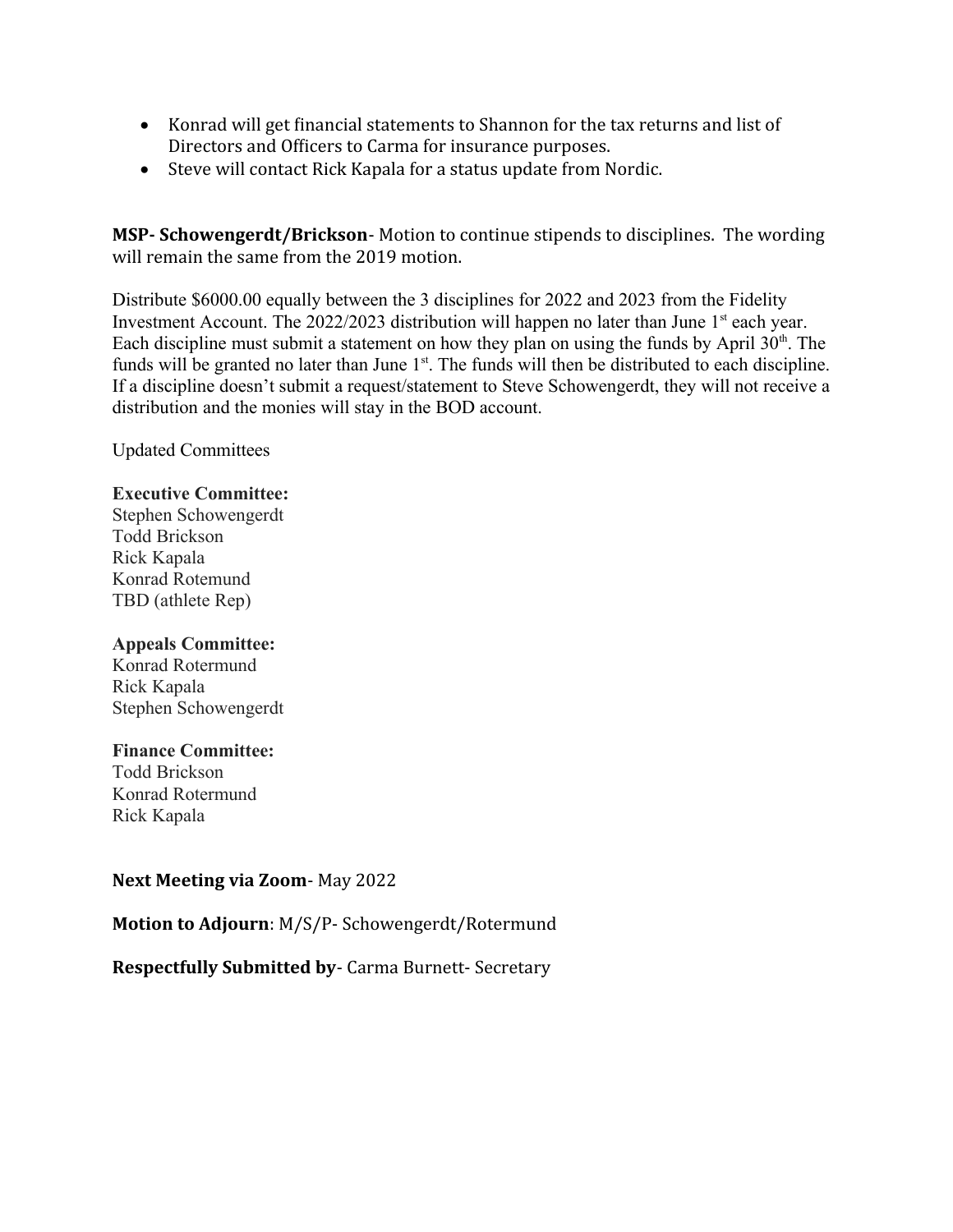- Konrad will get financial statements to Shannon for the tax returns and list of Directors and Officers to Carma for insurance purposes.
- Steve will contact Rick Kapala for a status update from Nordic.

**MSP- Schowengerdt/Brickson**- Motion to continue stipends to disciplines. The wording will remain the same from the 2019 motion.

Distribute $6000.00 equally between the 3 disciplines for 2022 and 2023 from the Fidelity Investment Account. The 2022/2023 distribution will happen no later than June 1st each year. Each discipline must submit a statement on how they plan on using the funds by April 30th. The funds will be granted no later than June 1st. The funds will then be distributed to each discipline. If a discipline doesn't submit a request/statement to Steve Schowengerdt, they will not receive a distribution and the monies will stay in the BOD account.

Updated Committees

**Executive Committee:**
Stephen Schowengerdt
Todd Brickson
Rick Kapala
Konrad Rotemund
TBD (athlete Rep)

**Appeals Committee:**
Konrad Rotermund
Rick Kapala
Stephen Schowengerdt

**Finance Committee:**
Todd Brickson
Konrad Rotermund
Rick Kapala

**Next Meeting via Zoom**- May 2022

**Motion to Adjourn**: M/S/P- Schowengerdt/Rotermund

**Respectfully Submitted by**- Carma Burnett- Secretary